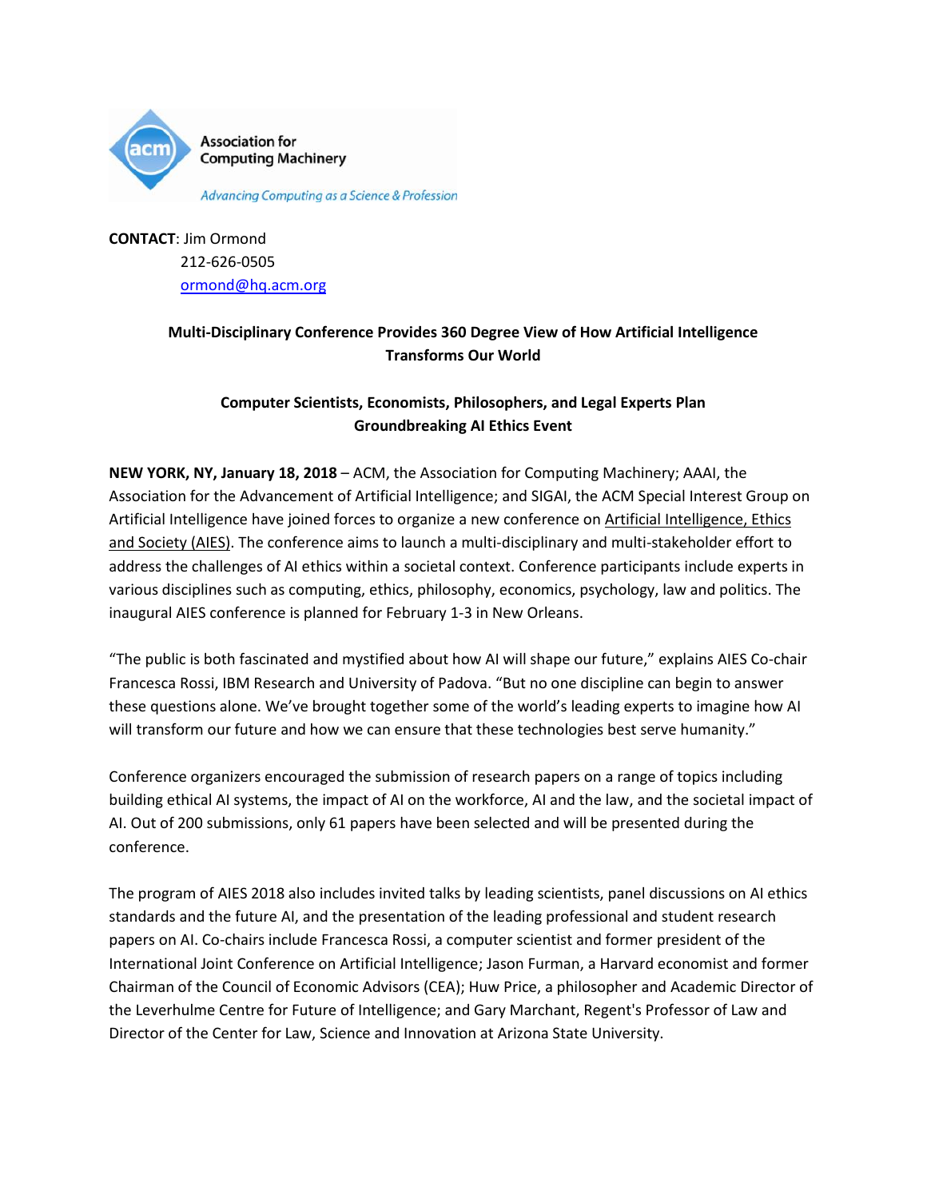Association for Computing Machinery

*Advancing Computing as a Science & Profession*

**CONTACT**: Jim Ormond
212-626-0505
ormond@hq.acm.org

**Multi-Disciplinary Conference Provides 360 Degree View of How Artificial Intelligence Transforms Our World**

**Computer Scientists, Economists, Philosophers, and Legal Experts Plan Groundbreaking AI Ethics Event**

**NEW YORK, NY, January 18, 2018** – ACM, the Association for Computing Machinery; AAAI, the Association for the Advancement of Artificial Intelligence; and SIGAI, the ACM Special Interest Group on Artificial Intelligence have joined forces to organize a new conference on Artificial Intelligence, Ethics and Society (AIES). The conference aims to launch a multi-disciplinary and multi-stakeholder effort to address the challenges of AI ethics within a societal context. Conference participants include experts in various disciplines such as computing, ethics, philosophy, economics, psychology, law and politics. The inaugural AIES conference is planned for February 1-3 in New Orleans.

"The public is both fascinated and mystified about how AI will shape our future," explains AIES Co-chair Francesca Rossi, IBM Research and University of Padova. "But no one discipline can begin to answer these questions alone. We've brought together some of the world's leading experts to imagine how AI will transform our future and how we can ensure that these technologies best serve humanity."

Conference organizers encouraged the submission of research papers on a range of topics including building ethical AI systems, the impact of AI on the workforce, AI and the law, and the societal impact of AI. Out of 200 submissions, only 61 papers have been selected and will be presented during the conference.

The program of AIES 2018 also includes invited talks by leading scientists, panel discussions on AI ethics standards and the future AI, and the presentation of the leading professional and student research papers on AI. Co-chairs include Francesca Rossi, a computer scientist and former president of the International Joint Conference on Artificial Intelligence; Jason Furman, a Harvard economist and former Chairman of the Council of Economic Advisors (CEA); Huw Price, a philosopher and Academic Director of the Leverhulme Centre for Future of Intelligence; and Gary Marchant, Regent's Professor of Law and Director of the Center for Law, Science and Innovation at Arizona State University.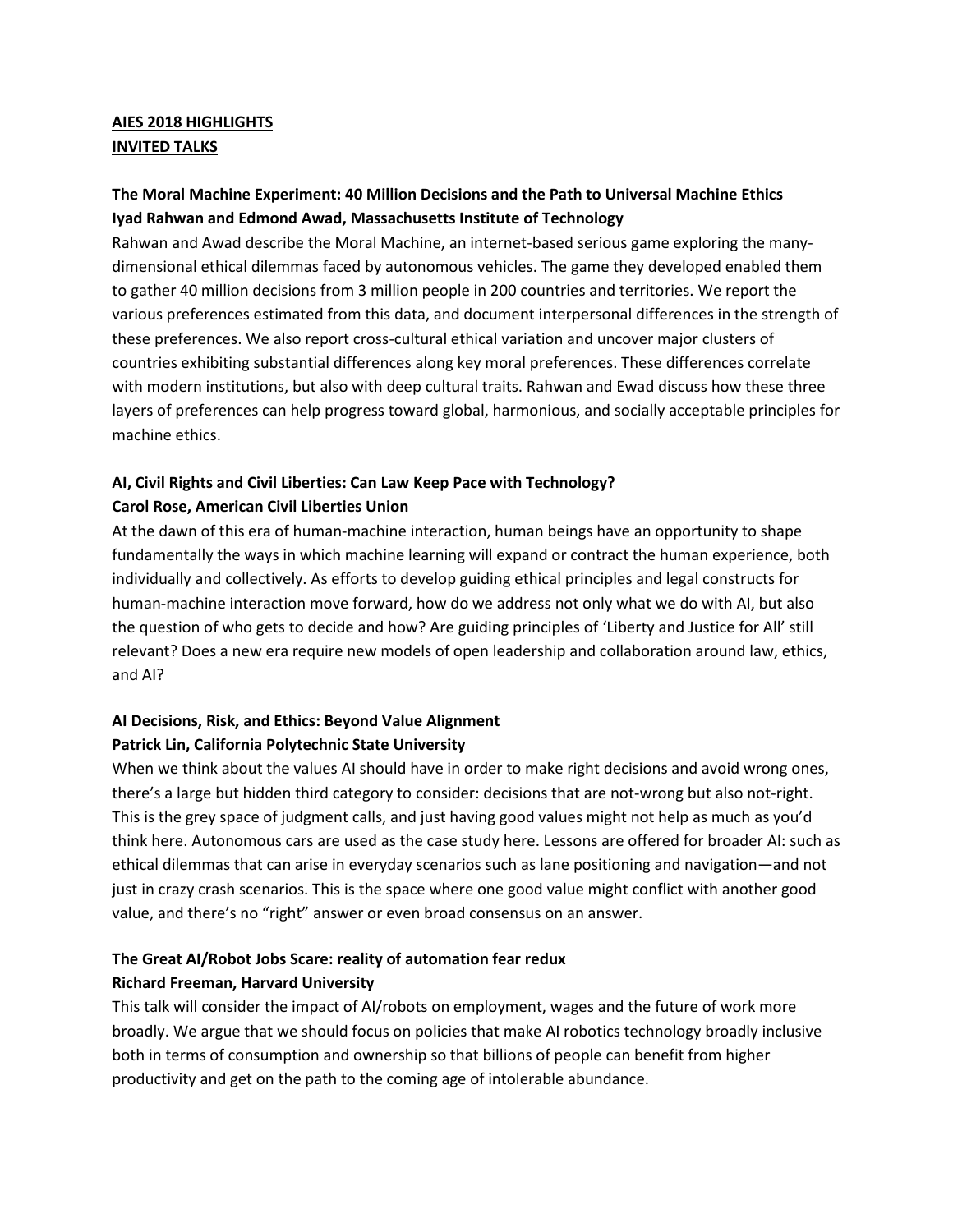**<u>AIES 2018 HIGHLIGHTS</u>**
**<u>INVITED TALKS</u>**

**The Moral Machine Experiment: 40 Million Decisions and the Path to Universal Machine Ethics**
**Iyad Rahwan and Edmond Awad, Massachusetts Institute of Technology**

Rahwan and Awad describe the Moral Machine, an internet-based serious game exploring the many-dimensional ethical dilemmas faced by autonomous vehicles. The game they developed enabled them to gather 40 million decisions from 3 million people in 200 countries and territories. We report the various preferences estimated from this data, and document interpersonal differences in the strength of these preferences. We also report cross-cultural ethical variation and uncover major clusters of countries exhibiting substantial differences along key moral preferences. These differences correlate with modern institutions, but also with deep cultural traits. Rahwan and Ewad discuss how these three layers of preferences can help progress toward global, harmonious, and socially acceptable principles for machine ethics.

**AI, Civil Rights and Civil Liberties: Can Law Keep Pace with Technology?**
**Carol Rose, American Civil Liberties Union**

At the dawn of this era of human-machine interaction, human beings have an opportunity to shape fundamentally the ways in which machine learning will expand or contract the human experience, both individually and collectively. As efforts to develop guiding ethical principles and legal constructs for human-machine interaction move forward, how do we address not only what we do with AI, but also the question of who gets to decide and how? Are guiding principles of 'Liberty and Justice for All' still relevant? Does a new era require new models of open leadership and collaboration around law, ethics, and AI?

**AI Decisions, Risk, and Ethics: Beyond Value Alignment**
**Patrick Lin, California Polytechnic State University**

When we think about the values AI should have in order to make right decisions and avoid wrong ones, there's a large but hidden third category to consider: decisions that are not-wrong but also not-right. This is the grey space of judgment calls, and just having good values might not help as much as you'd think here. Autonomous cars are used as the case study here. Lessons are offered for broader AI: such as ethical dilemmas that can arise in everyday scenarios such as lane positioning and navigation—and not just in crazy crash scenarios. This is the space where one good value might conflict with another good value, and there's no "right" answer or even broad consensus on an answer.

**The Great AI/Robot Jobs Scare: reality of automation fear redux**
**Richard Freeman, Harvard University**

This talk will consider the impact of AI/robots on employment, wages and the future of work more broadly. We argue that we should focus on policies that make AI robotics technology broadly inclusive both in terms of consumption and ownership so that billions of people can benefit from higher productivity and get on the path to the coming age of intolerable abundance.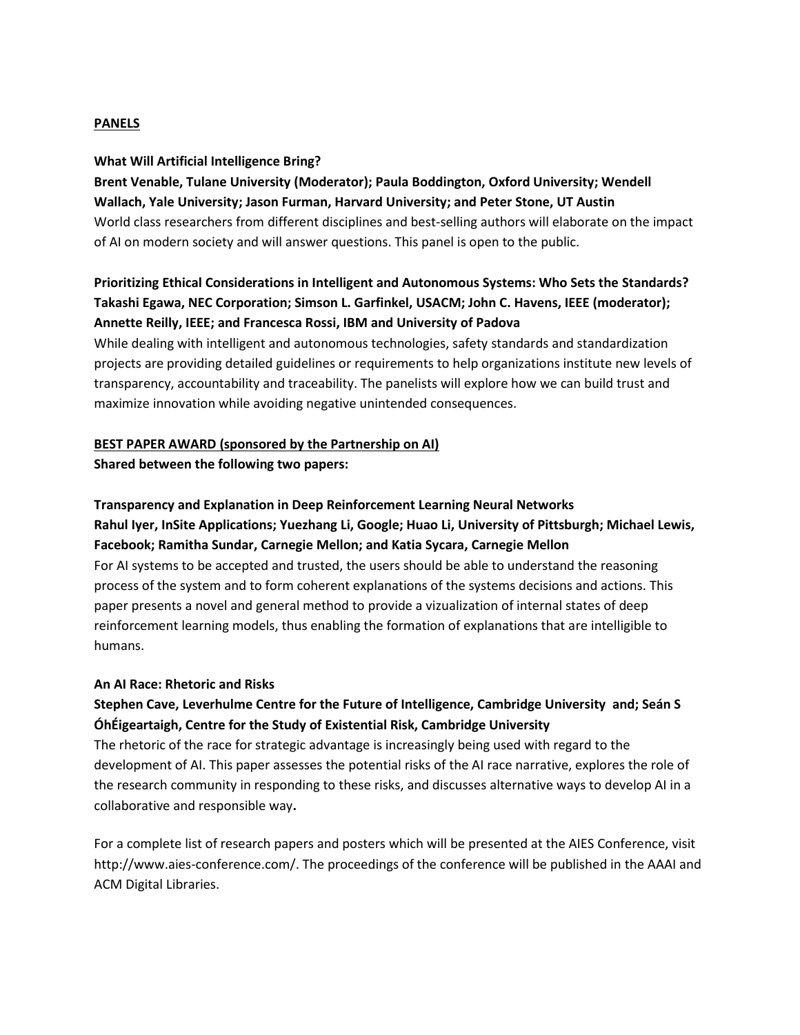**PANELS**

**What Will Artificial Intelligence Bring?**
**Brent Venable, Tulane University (Moderator); Paula Boddington, Oxford University; Wendell Wallach, Yale University; Jason Furman, Harvard University; and Peter Stone, UT Austin**
World class researchers from different disciplines and best-selling authors will elaborate on the impact of AI on modern society and will answer questions. This panel is open to the public.

**Prioritizing Ethical Considerations in Intelligent and Autonomous Systems: Who Sets the Standards?**
**Takashi Egawa, NEC Corporation; Simson L. Garfinkel, USACM; John C. Havens, IEEE (moderator); Annette Reilly, IEEE; and Francesca Rossi, IBM and University of Padova**
While dealing with intelligent and autonomous technologies, safety standards and standardization projects are providing detailed guidelines or requirements to help organizations institute new levels of transparency, accountability and traceability. The panelists will explore how we can build trust and maximize innovation while avoiding negative unintended consequences.

**BEST PAPER AWARD (sponsored by the Partnership on AI)**
**Shared between the following two papers:**

**Transparency and Explanation in Deep Reinforcement Learning Neural Networks**
**Rahul Iyer, InSite Applications; Yuezhang Li, Google; Huao Li, University of Pittsburgh; Michael Lewis, Facebook; Ramitha Sundar, Carnegie Mellon; and Katia Sycara, Carnegie Mellon**
For AI systems to be accepted and trusted, the users should be able to understand the reasoning process of the system and to form coherent explanations of the systems decisions and actions. This paper presents a novel and general method to provide a vizualization of internal states of deep reinforcement learning models, thus enabling the formation of explanations that are intelligible to humans.

**An AI Race: Rhetoric and Risks**
**Stephen Cave, Leverhulme Centre for the Future of Intelligence, Cambridge University and; Seán S ÓhÉigeartaigh, Centre for the Study of Existential Risk, Cambridge University**
The rhetoric of the race for strategic advantage is increasingly being used with regard to the development of AI. This paper assesses the potential risks of the AI race narrative, explores the role of the research community in responding to these risks, and discusses alternative ways to develop AI in a collaborative and responsible way**.**

For a complete list of research papers and posters which will be presented at the AIES Conference, visit http://www.aies-conference.com/. The proceedings of the conference will be published in the AAAI and ACM Digital Libraries.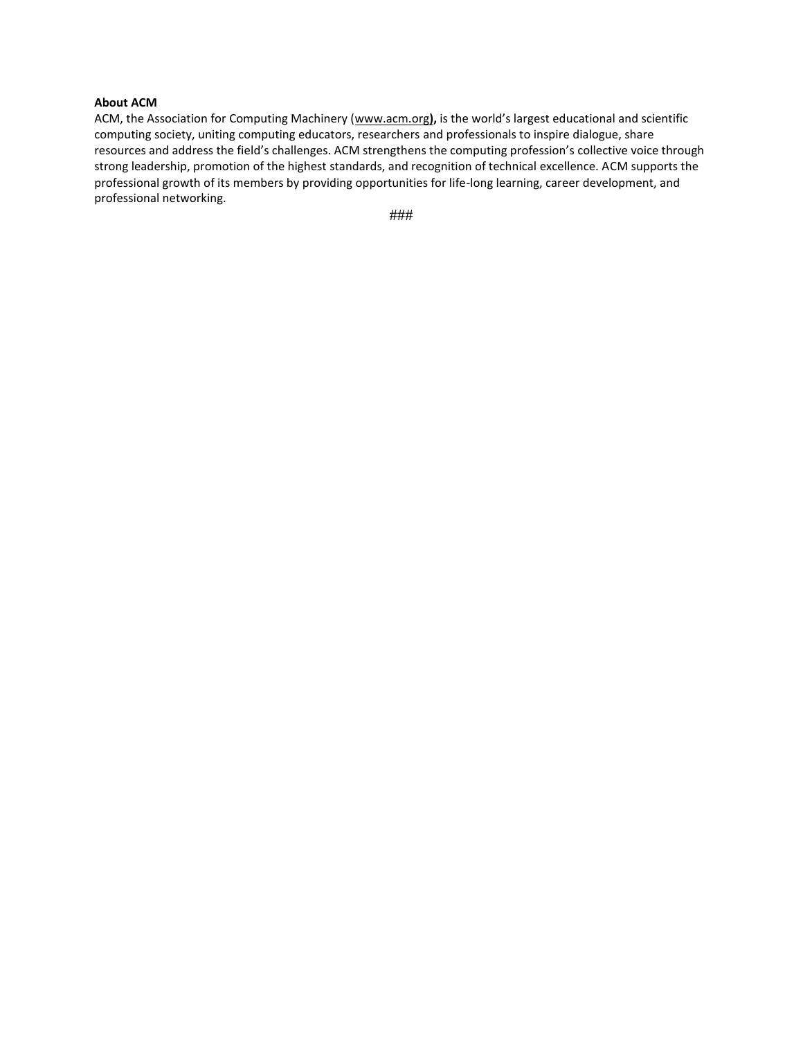**About ACM**
ACM, the Association for Computing Machinery (www.acm.org**),** is the world's largest educational and scientific computing society, uniting computing educators, researchers and professionals to inspire dialogue, share resources and address the field's challenges. ACM strengthens the computing profession's collective voice through strong leadership, promotion of the highest standards, and recognition of technical excellence. ACM supports the professional growth of its members by providing opportunities for life-long learning, career development, and professional networking.

###